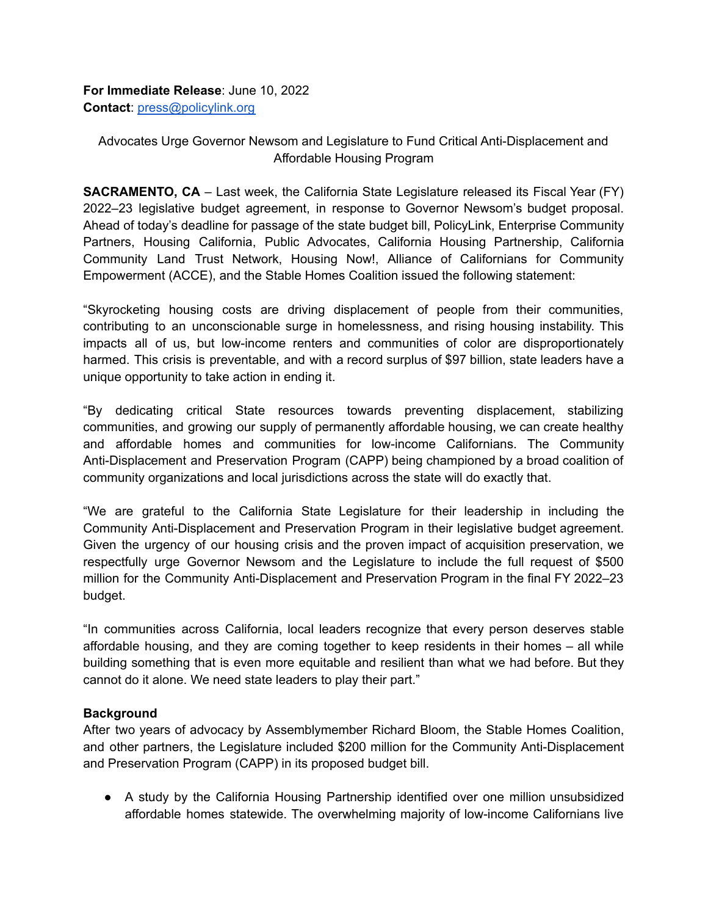**For Immediate Release**: June 10, 2022
**Contact**: press@policylink.org

Advocates Urge Governor Newsom and Legislature to Fund Critical Anti-Displacement and Affordable Housing Program

**SACRAMENTO, CA** – Last week, the California State Legislature released its Fiscal Year (FY) 2022–23 legislative budget agreement, in response to Governor Newsom's budget proposal. Ahead of today's deadline for passage of the state budget bill, PolicyLink, Enterprise Community Partners, Housing California, Public Advocates, California Housing Partnership, California Community Land Trust Network, Housing Now!, Alliance of Californians for Community Empowerment (ACCE), and the Stable Homes Coalition issued the following statement:

"Skyrocketing housing costs are driving displacement of people from their communities, contributing to an unconscionable surge in homelessness, and rising housing instability. This impacts all of us, but low-income renters and communities of color are disproportionately harmed. This crisis is preventable, and with a record surplus of $97 billion, state leaders have a unique opportunity to take action in ending it.

"By dedicating critical State resources towards preventing displacement, stabilizing communities, and growing our supply of permanently affordable housing, we can create healthy and affordable homes and communities for low-income Californians. The Community Anti-Displacement and Preservation Program (CAPP) being championed by a broad coalition of community organizations and local jurisdictions across the state will do exactly that.

"We are grateful to the California State Legislature for their leadership in including the Community Anti-Displacement and Preservation Program in their legislative budget agreement. Given the urgency of our housing crisis and the proven impact of acquisition preservation, we respectfully urge Governor Newsom and the Legislature to include the full request of $500 million for the Community Anti-Displacement and Preservation Program in the final FY 2022–23 budget.

"In communities across California, local leaders recognize that every person deserves stable affordable housing, and they are coming together to keep residents in their homes – all while building something that is even more equitable and resilient than what we had before. But they cannot do it alone. We need state leaders to play their part."

**Background**

After two years of advocacy by Assemblymember Richard Bloom, the Stable Homes Coalition, and other partners, the Legislature included $200 million for the Community Anti-Displacement and Preservation Program (CAPP) in its proposed budget bill.

- A study by the California Housing Partnership identified over one million unsubsidized affordable homes statewide. The overwhelming majority of low-income Californians live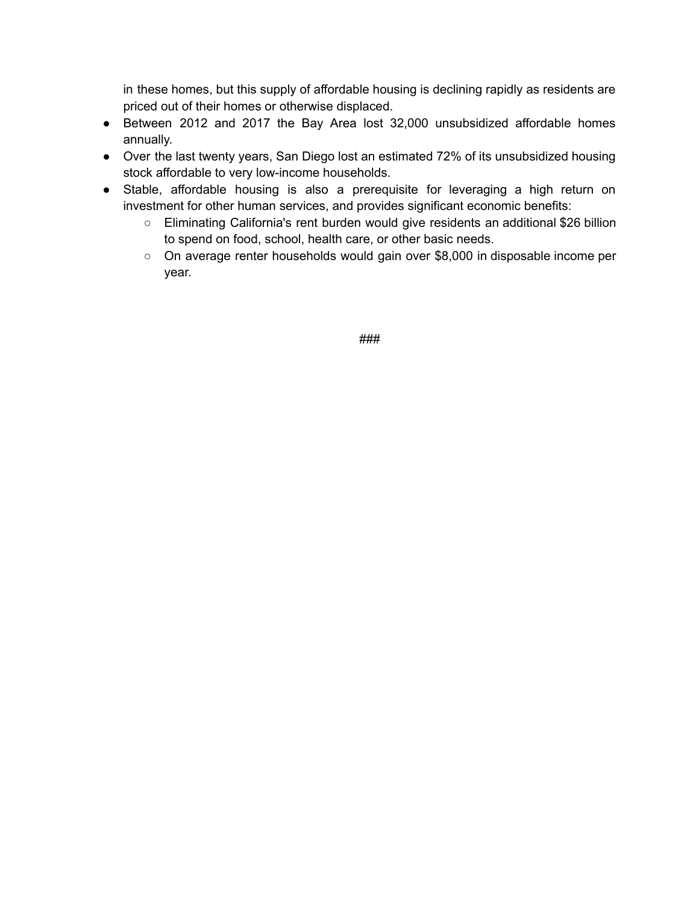in these homes, but this supply of affordable housing is declining rapidly as residents are priced out of their homes or otherwise displaced.

- Between 2012 and 2017 the Bay Area lost 32,000 unsubsidized affordable homes annually.
- Over the last twenty years, San Diego lost an estimated 72% of its unsubsidized housing stock affordable to very low-income households.
- Stable, affordable housing is also a prerequisite for leveraging a high return on investment for other human services, and provides significant economic benefits:
  - Eliminating California's rent burden would give residents an additional $26 billion to spend on food, school, health care, or other basic needs.
  - On average renter households would gain over $8,000 in disposable income per year.

###